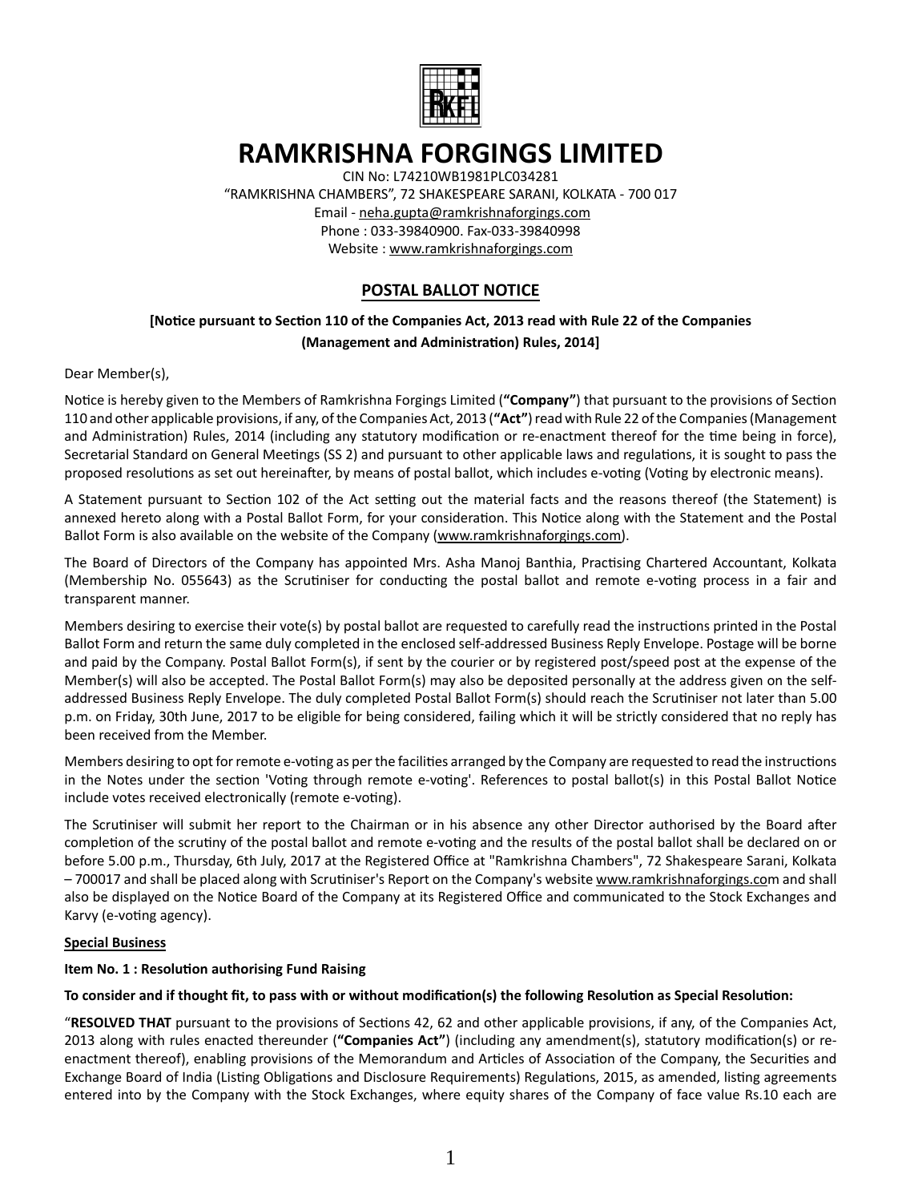# RAMKRISHNA FORGINGS LIMITED

CIN No: L74210WB1981PLC034281

"RAMKRISHNA CHAMBERS", 72 SHAKESPEARE SARANI, KOLKATA - 700 017

Email - neha.gupta@ramkrishnaforgings.com

Phone : 033-39840900. Fax-033-39840998

Website : www.ramkrishnaforgings.com

## POSTAL BALLOT NOTICE

**[Notice pursuant to Section 110 of the Companies Act, 2013 read with Rule 22 of the Companies (Management and Administration) Rules, 2014]**

Dear Member(s),

Notice is hereby given to the Members of Ramkrishna Forgings Limited (**"Company"**) that pursuant to the provisions of Section 110 and other applicable provisions, if any, of the Companies Act, 2013 (**"Act"**) read with Rule 22 of the Companies (Management and Administration) Rules, 2014 (including any statutory modification or re-enactment thereof for the time being in force), Secretarial Standard on General Meetings (SS 2) and pursuant to other applicable laws and regulations, it is sought to pass the proposed resolutions as set out hereinafter, by means of postal ballot, which includes e-voting (Voting by electronic means).

A Statement pursuant to Section 102 of the Act setting out the material facts and the reasons thereof (the Statement) is annexed hereto along with a Postal Ballot Form, for your consideration. This Notice along with the Statement and the Postal Ballot Form is also available on the website of the Company (www.ramkrishnaforgings.com).

The Board of Directors of the Company has appointed Mrs. Asha Manoj Banthia, Practising Chartered Accountant, Kolkata (Membership No. 055643) as the Scrutiniser for conducting the postal ballot and remote e-voting process in a fair and transparent manner.

Members desiring to exercise their vote(s) by postal ballot are requested to carefully read the instructions printed in the Postal Ballot Form and return the same duly completed in the enclosed self-addressed Business Reply Envelope. Postage will be borne and paid by the Company. Postal Ballot Form(s), if sent by the courier or by registered post/speed post at the expense of the Member(s) will also be accepted. The Postal Ballot Form(s) may also be deposited personally at the address given on the self-addressed Business Reply Envelope. The duly completed Postal Ballot Form(s) should reach the Scrutiniser not later than 5.00 p.m. on Friday, 30th June, 2017 to be eligible for being considered, failing which it will be strictly considered that no reply has been received from the Member.

Members desiring to opt for remote e-voting as per the facilities arranged by the Company are requested to read the instructions in the Notes under the section 'Voting through remote e-voting'. References to postal ballot(s) in this Postal Ballot Notice include votes received electronically (remote e-voting).

The Scrutiniser will submit her report to the Chairman or in his absence any other Director authorised by the Board after completion of the scrutiny of the postal ballot and remote e-voting and the results of the postal ballot shall be declared on or before 5.00 p.m., Thursday, 6th July, 2017 at the Registered Office at "Ramkrishna Chambers", 72 Shakespeare Sarani, Kolkata – 700017 and shall be placed along with Scrutiniser's Report on the Company's website www.ramkrishnaforgings.com and shall also be displayed on the Notice Board of the Company at its Registered Office and communicated to the Stock Exchanges and Karvy (e-voting agency).

**Special Business**

**Item No. 1 : Resolution authorising Fund Raising**

**To consider and if thought fit, to pass with or without modification(s) the following Resolution as Special Resolution:**

"**RESOLVED THAT** pursuant to the provisions of Sections 42, 62 and other applicable provisions, if any, of the Companies Act, 2013 along with rules enacted thereunder (**"Companies Act"**) (including any amendment(s), statutory modification(s) or re-enactment thereof), enabling provisions of the Memorandum and Articles of Association of the Company, the Securities and Exchange Board of India (Listing Obligations and Disclosure Requirements) Regulations, 2015, as amended, listing agreements entered into by the Company with the Stock Exchanges, where equity shares of the Company of face value Rs.10 each are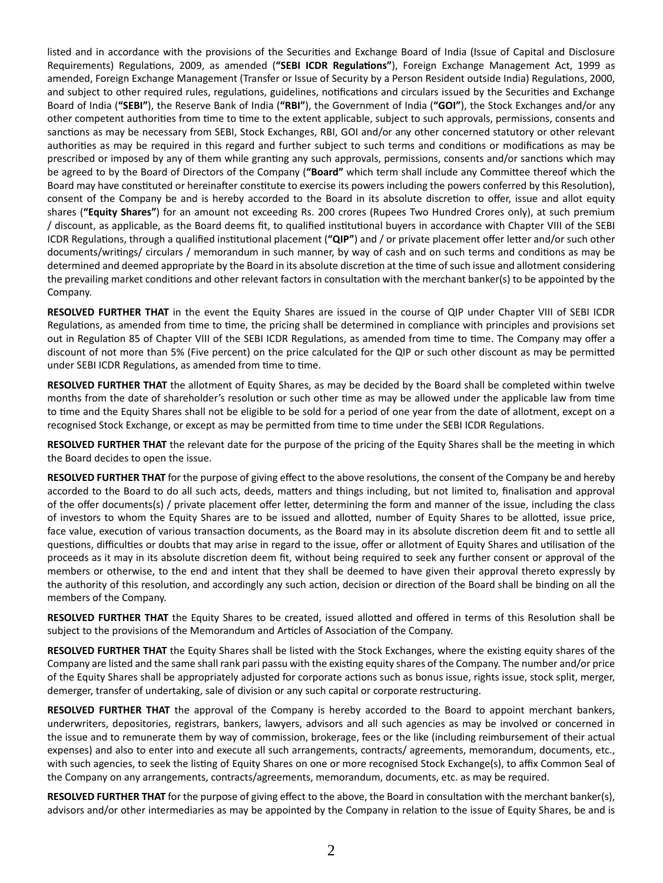listed and in accordance with the provisions of the Securities and Exchange Board of India (Issue of Capital and Disclosure Requirements) Regulations, 2009, as amended (**"SEBI ICDR Regulations"**), Foreign Exchange Management Act, 1999 as amended, Foreign Exchange Management (Transfer or Issue of Security by a Person Resident outside India) Regulations, 2000, and subject to other required rules, regulations, guidelines, notifications and circulars issued by the Securities and Exchange Board of India (**"SEBI"**), the Reserve Bank of India (**"RBI"**), the Government of India (**"GOI"**), the Stock Exchanges and/or any other competent authorities from time to time to the extent applicable, subject to such approvals, permissions, consents and sanctions as may be necessary from SEBI, Stock Exchanges, RBI, GOI and/or any other concerned statutory or other relevant authorities as may be required in this regard and further subject to such terms and conditions or modifications as may be prescribed or imposed by any of them while granting any such approvals, permissions, consents and/or sanctions which may be agreed to by the Board of Directors of the Company (**"Board"** which term shall include any Committee thereof which the Board may have constituted or hereinafter constitute to exercise its powers including the powers conferred by this Resolution), consent of the Company be and is hereby accorded to the Board in its absolute discretion to offer, issue and allot equity shares (**"Equity Shares"**) for an amount not exceeding Rs. 200 crores (Rupees Two Hundred Crores only), at such premium / discount, as applicable, as the Board deems fit, to qualified institutional buyers in accordance with Chapter VIII of the SEBI ICDR Regulations, through a qualified institutional placement (**"QIP"**) and / or private placement offer letter and/or such other documents/writings/ circulars / memorandum in such manner, by way of cash and on such terms and conditions as may be determined and deemed appropriate by the Board in its absolute discretion at the time of such issue and allotment considering the prevailing market conditions and other relevant factors in consultation with the merchant banker(s) to be appointed by the Company.

**RESOLVED FURTHER THAT** in the event the Equity Shares are issued in the course of QIP under Chapter VIII of SEBI ICDR Regulations, as amended from time to time, the pricing shall be determined in compliance with principles and provisions set out in Regulation 85 of Chapter VIII of the SEBI ICDR Regulations, as amended from time to time. The Company may offer a discount of not more than 5% (Five percent) on the price calculated for the QIP or such other discount as may be permitted under SEBI ICDR Regulations, as amended from time to time.

**RESOLVED FURTHER THAT** the allotment of Equity Shares, as may be decided by the Board shall be completed within twelve months from the date of shareholder's resolution or such other time as may be allowed under the applicable law from time to time and the Equity Shares shall not be eligible to be sold for a period of one year from the date of allotment, except on a recognised Stock Exchange, or except as may be permitted from time to time under the SEBI ICDR Regulations.

**RESOLVED FURTHER THAT** the relevant date for the purpose of the pricing of the Equity Shares shall be the meeting in which the Board decides to open the issue.

**RESOLVED FURTHER THAT** for the purpose of giving effect to the above resolutions, the consent of the Company be and hereby accorded to the Board to do all such acts, deeds, matters and things including, but not limited to, finalisation and approval of the offer documents(s) / private placement offer letter, determining the form and manner of the issue, including the class of investors to whom the Equity Shares are to be issued and allotted, number of Equity Shares to be allotted, issue price, face value, execution of various transaction documents, as the Board may in its absolute discretion deem fit and to settle all questions, difficulties or doubts that may arise in regard to the issue, offer or allotment of Equity Shares and utilisation of the proceeds as it may in its absolute discretion deem fit, without being required to seek any further consent or approval of the members or otherwise, to the end and intent that they shall be deemed to have given their approval thereto expressly by the authority of this resolution, and accordingly any such action, decision or direction of the Board shall be binding on all the members of the Company.

**RESOLVED FURTHER THAT** the Equity Shares to be created, issued allotted and offered in terms of this Resolution shall be subject to the provisions of the Memorandum and Articles of Association of the Company.

**RESOLVED FURTHER THAT** the Equity Shares shall be listed with the Stock Exchanges, where the existing equity shares of the Company are listed and the same shall rank pari passu with the existing equity shares of the Company. The number and/or price of the Equity Shares shall be appropriately adjusted for corporate actions such as bonus issue, rights issue, stock split, merger, demerger, transfer of undertaking, sale of division or any such capital or corporate restructuring.

**RESOLVED FURTHER THAT** the approval of the Company is hereby accorded to the Board to appoint merchant bankers, underwriters, depositories, registrars, bankers, lawyers, advisors and all such agencies as may be involved or concerned in the issue and to remunerate them by way of commission, brokerage, fees or the like (including reimbursement of their actual expenses) and also to enter into and execute all such arrangements, contracts/ agreements, memorandum, documents, etc., with such agencies, to seek the listing of Equity Shares on one or more recognised Stock Exchange(s), to affix Common Seal of the Company on any arrangements, contracts/agreements, memorandum, documents, etc. as may be required.

**RESOLVED FURTHER THAT** for the purpose of giving effect to the above, the Board in consultation with the merchant banker(s), advisors and/or other intermediaries as may be appointed by the Company in relation to the issue of Equity Shares, be and is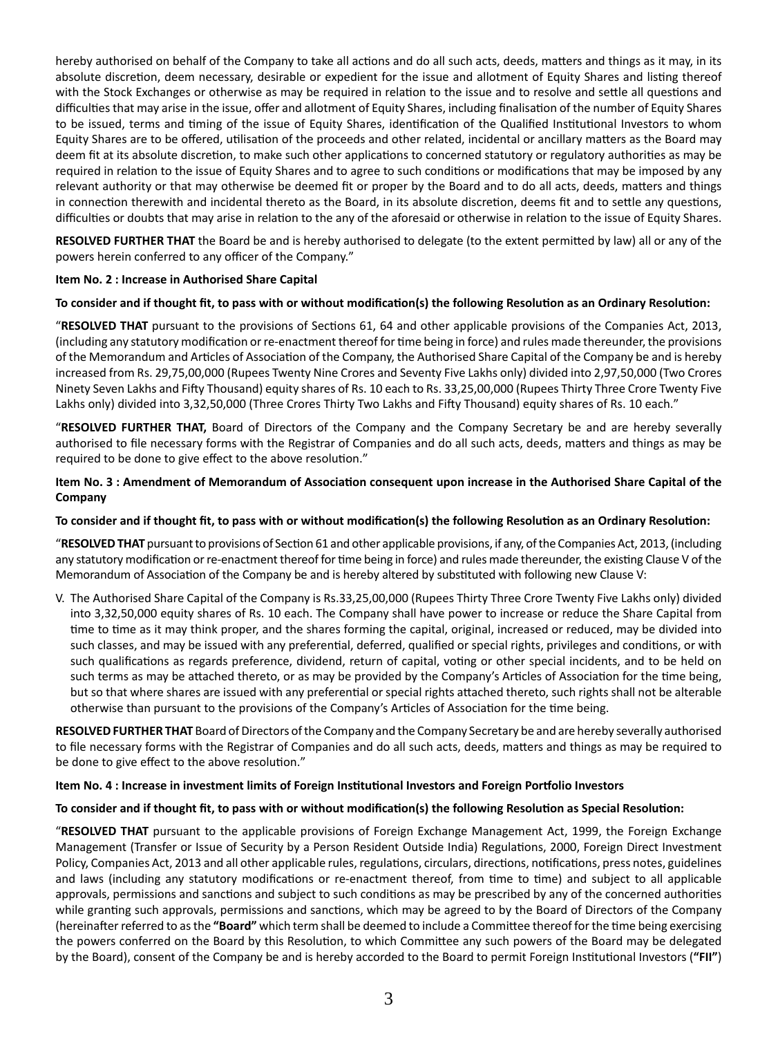hereby authorised on behalf of the Company to take all actions and do all such acts, deeds, matters and things as it may, in its absolute discretion, deem necessary, desirable or expedient for the issue and allotment of Equity Shares and listing thereof with the Stock Exchanges or otherwise as may be required in relation to the issue and to resolve and settle all questions and difficulties that may arise in the issue, offer and allotment of Equity Shares, including finalisation of the number of Equity Shares to be issued, terms and timing of the issue of Equity Shares, identification of the Qualified Institutional Investors to whom Equity Shares are to be offered, utilisation of the proceeds and other related, incidental or ancillary matters as the Board may deem fit at its absolute discretion, to make such other applications to concerned statutory or regulatory authorities as may be required in relation to the issue of Equity Shares and to agree to such conditions or modifications that may be imposed by any relevant authority or that may otherwise be deemed fit or proper by the Board and to do all acts, deeds, matters and things in connection therewith and incidental thereto as the Board, in its absolute discretion, deems fit and to settle any questions, difficulties or doubts that may arise in relation to the any of the aforesaid or otherwise in relation to the issue of Equity Shares.

**RESOLVED FURTHER THAT** the Board be and is hereby authorised to delegate (to the extent permitted by law) all or any of the powers herein conferred to any officer of the Company."

**Item No. 2 : Increase in Authorised Share Capital**

**To consider and if thought fit, to pass with or without modification(s) the following Resolution as an Ordinary Resolution:**

"**RESOLVED THAT** pursuant to the provisions of Sections 61, 64 and other applicable provisions of the Companies Act, 2013, (including any statutory modification or re-enactment thereof for time being in force) and rules made thereunder, the provisions of the Memorandum and Articles of Association of the Company, the Authorised Share Capital of the Company be and is hereby increased from Rs. 29,75,00,000 (Rupees Twenty Nine Crores and Seventy Five Lakhs only) divided into 2,97,50,000 (Two Crores Ninety Seven Lakhs and Fifty Thousand) equity shares of Rs. 10 each to Rs. 33,25,00,000 (Rupees Thirty Three Crore Twenty Five Lakhs only) divided into 3,32,50,000 (Three Crores Thirty Two Lakhs and Fifty Thousand) equity shares of Rs. 10 each."

"**RESOLVED FURTHER THAT,** Board of Directors of the Company and the Company Secretary be and are hereby severally authorised to file necessary forms with the Registrar of Companies and do all such acts, deeds, matters and things as may be required to be done to give effect to the above resolution."

**Item No. 3 : Amendment of Memorandum of Association consequent upon increase in the Authorised Share Capital of the Company**

**To consider and if thought fit, to pass with or without modification(s) the following Resolution as an Ordinary Resolution:**

"**RESOLVED THAT** pursuant to provisions of Section 61 and other applicable provisions, if any, of the Companies Act, 2013, (including any statutory modification or re-enactment thereof for time being in force) and rules made thereunder, the existing Clause V of the Memorandum of Association of the Company be and is hereby altered by substituted with following new Clause V:

V. The Authorised Share Capital of the Company is Rs.33,25,00,000 (Rupees Thirty Three Crore Twenty Five Lakhs only) divided into 3,32,50,000 equity shares of Rs. 10 each. The Company shall have power to increase or reduce the Share Capital from time to time as it may think proper, and the shares forming the capital, original, increased or reduced, may be divided into such classes, and may be issued with any preferential, deferred, qualified or special rights, privileges and conditions, or with such qualifications as regards preference, dividend, return of capital, voting or other special incidents, and to be held on such terms as may be attached thereto, or as may be provided by the Company's Articles of Association for the time being, but so that where shares are issued with any preferential or special rights attached thereto, such rights shall not be alterable otherwise than pursuant to the provisions of the Company's Articles of Association for the time being.

**RESOLVED FURTHER THAT** Board of Directors of the Company and the Company Secretary be and are hereby severally authorised to file necessary forms with the Registrar of Companies and do all such acts, deeds, matters and things as may be required to be done to give effect to the above resolution."

**Item No. 4 : Increase in investment limits of Foreign Institutional Investors and Foreign Portfolio Investors**

**To consider and if thought fit, to pass with or without modification(s) the following Resolution as Special Resolution:**

"**RESOLVED THAT** pursuant to the applicable provisions of Foreign Exchange Management Act, 1999, the Foreign Exchange Management (Transfer or Issue of Security by a Person Resident Outside India) Regulations, 2000, Foreign Direct Investment Policy, Companies Act, 2013 and all other applicable rules, regulations, circulars, directions, notifications, press notes, guidelines and laws (including any statutory modifications or re-enactment thereof, from time to time) and subject to all applicable approvals, permissions and sanctions and subject to such conditions as may be prescribed by any of the concerned authorities while granting such approvals, permissions and sanctions, which may be agreed to by the Board of Directors of the Company (hereinafter referred to as the **"Board"** which term shall be deemed to include a Committee thereof for the time being exercising the powers conferred on the Board by this Resolution, to which Committee any such powers of the Board may be delegated by the Board), consent of the Company be and is hereby accorded to the Board to permit Foreign Institutional Investors (**"FII"**)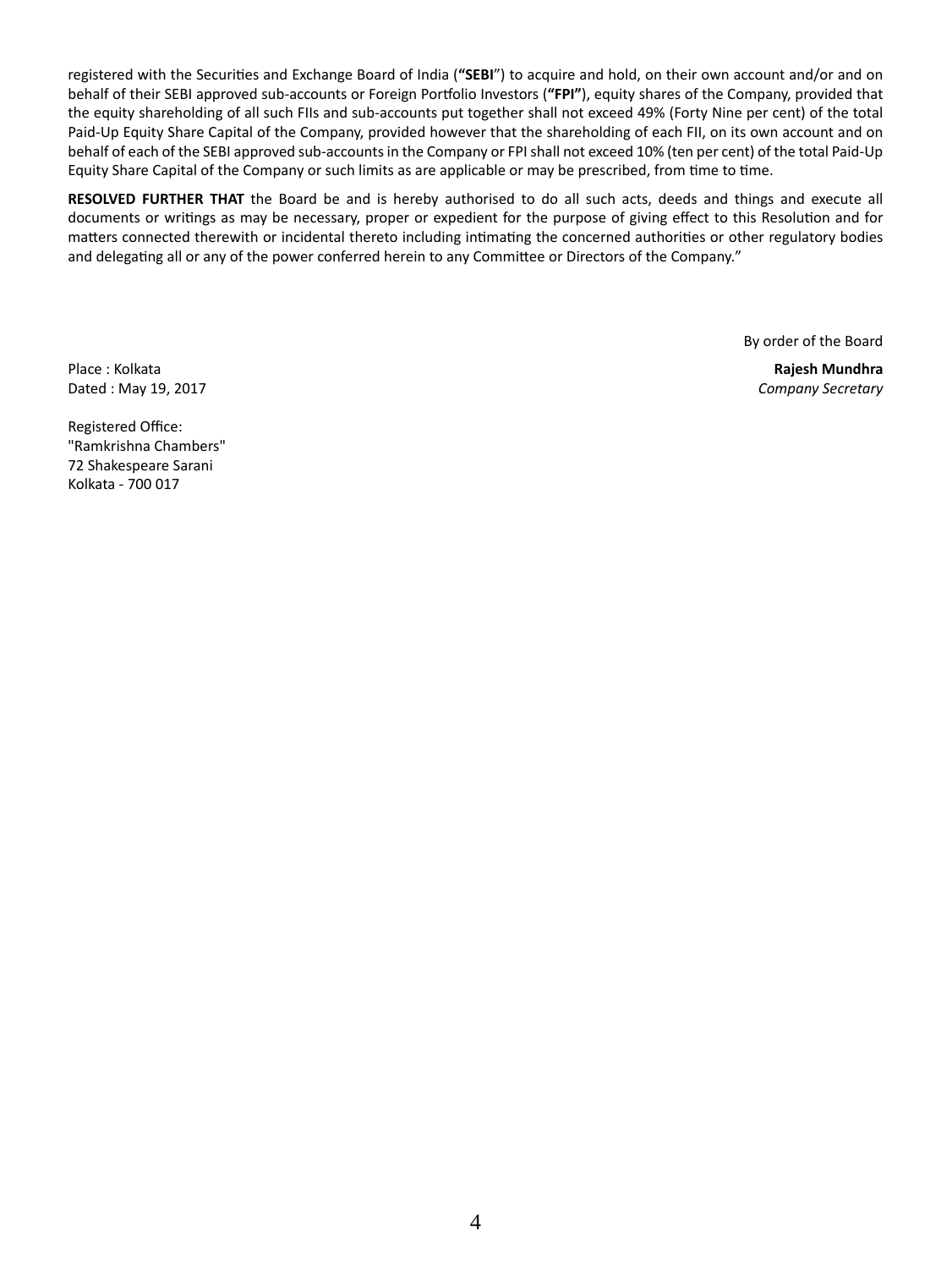registered with the Securities and Exchange Board of India (**"SEBI**") to acquire and hold, on their own account and/or and on behalf of their SEBI approved sub-accounts or Foreign Portfolio Investors (**"FPI"**), equity shares of the Company, provided that the equity shareholding of all such FIIs and sub-accounts put together shall not exceed 49% (Forty Nine per cent) of the total Paid-Up Equity Share Capital of the Company, provided however that the shareholding of each FII, on its own account and on behalf of each of the SEBI approved sub-accounts in the Company or FPI shall not exceed 10% (ten per cent) of the total Paid-Up Equity Share Capital of the Company or such limits as are applicable or may be prescribed, from time to time.

**RESOLVED FURTHER THAT** the Board be and is hereby authorised to do all such acts, deeds and things and execute all documents or writings as may be necessary, proper or expedient for the purpose of giving effect to this Resolution and for matters connected therewith or incidental thereto including intimating the concerned authorities or other regulatory bodies and delegating all or any of the power conferred herein to any Committee or Directors of the Company."

By order of the Board

Place : Kolkata
Dated : May 19, 2017

**Rajesh Mundhra**
*Company Secretary*

Registered Office:
"Ramkrishna Chambers"
72 Shakespeare Sarani
Kolkata - 700 017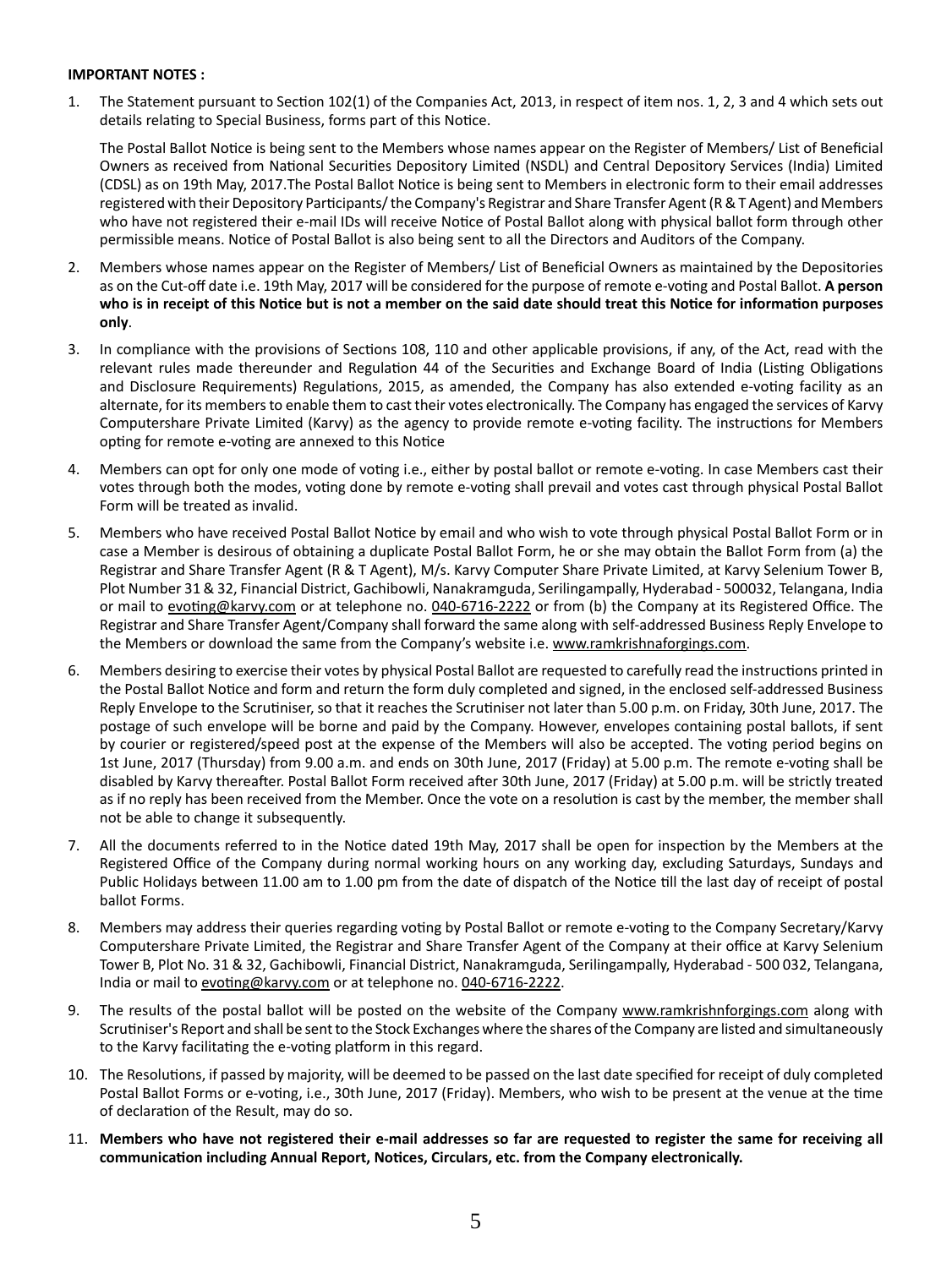**IMPORTANT NOTES :**

1. The Statement pursuant to Section 102(1) of the Companies Act, 2013, in respect of item nos. 1, 2, 3 and 4 which sets out details relating to Special Business, forms part of this Notice.

   The Postal Ballot Notice is being sent to the Members whose names appear on the Register of Members/ List of Beneficial Owners as received from National Securities Depository Limited (NSDL) and Central Depository Services (India) Limited (CDSL) as on 19th May, 2017.The Postal Ballot Notice is being sent to Members in electronic form to their email addresses registered with their Depository Participants/ the Company's Registrar and Share Transfer Agent (R & T Agent) and Members who have not registered their e-mail IDs will receive Notice of Postal Ballot along with physical ballot form through other permissible means. Notice of Postal Ballot is also being sent to all the Directors and Auditors of the Company.

2. Members whose names appear on the Register of Members/ List of Beneficial Owners as maintained by the Depositories as on the Cut-off date i.e. 19th May, 2017 will be considered for the purpose of remote e-voting and Postal Ballot. **A person who is in receipt of this Notice but is not a member on the said date should treat this Notice for information purposes only**.

3. In compliance with the provisions of Sections 108, 110 and other applicable provisions, if any, of the Act, read with the relevant rules made thereunder and Regulation 44 of the Securities and Exchange Board of India (Listing Obligations and Disclosure Requirements) Regulations, 2015, as amended, the Company has also extended e-voting facility as an alternate, for its members to enable them to cast their votes electronically. The Company has engaged the services of Karvy Computershare Private Limited (Karvy) as the agency to provide remote e-voting facility. The instructions for Members opting for remote e-voting are annexed to this Notice

4. Members can opt for only one mode of voting i.e., either by postal ballot or remote e-voting. In case Members cast their votes through both the modes, voting done by remote e-voting shall prevail and votes cast through physical Postal Ballot Form will be treated as invalid.

5. Members who have received Postal Ballot Notice by email and who wish to vote through physical Postal Ballot Form or in case a Member is desirous of obtaining a duplicate Postal Ballot Form, he or she may obtain the Ballot Form from (a) the Registrar and Share Transfer Agent (R & T Agent), M/s. Karvy Computer Share Private Limited, at Karvy Selenium Tower B, Plot Number 31 & 32, Financial District, Gachibowli, Nanakramguda, Serilingampally, Hyderabad - 500032, Telangana, India or mail to evoting@karvy.com or at telephone no. 040-6716-2222 or from (b) the Company at its Registered Office. The Registrar and Share Transfer Agent/Company shall forward the same along with self-addressed Business Reply Envelope to the Members or download the same from the Company's website i.e. www.ramkrishnaforgings.com.

6. Members desiring to exercise their votes by physical Postal Ballot are requested to carefully read the instructions printed in the Postal Ballot Notice and form and return the form duly completed and signed, in the enclosed self-addressed Business Reply Envelope to the Scrutiniser, so that it reaches the Scrutiniser not later than 5.00 p.m. on Friday, 30th June, 2017. The postage of such envelope will be borne and paid by the Company. However, envelopes containing postal ballots, if sent by courier or registered/speed post at the expense of the Members will also be accepted. The voting period begins on 1st June, 2017 (Thursday) from 9.00 a.m. and ends on 30th June, 2017 (Friday) at 5.00 p.m. The remote e-voting shall be disabled by Karvy thereafter. Postal Ballot Form received after 30th June, 2017 (Friday) at 5.00 p.m. will be strictly treated as if no reply has been received from the Member. Once the vote on a resolution is cast by the member, the member shall not be able to change it subsequently.

7. All the documents referred to in the Notice dated 19th May, 2017 shall be open for inspection by the Members at the Registered Office of the Company during normal working hours on any working day, excluding Saturdays, Sundays and Public Holidays between 11.00 am to 1.00 pm from the date of dispatch of the Notice till the last day of receipt of postal ballot Forms.

8. Members may address their queries regarding voting by Postal Ballot or remote e-voting to the Company Secretary/Karvy Computershare Private Limited, the Registrar and Share Transfer Agent of the Company at their office at Karvy Selenium Tower B, Plot No. 31 & 32, Gachibowli, Financial District, Nanakramguda, Serilingampally, Hyderabad - 500 032, Telangana, India or mail to evoting@karvy.com or at telephone no. 040-6716-2222.

9. The results of the postal ballot will be posted on the website of the Company www.ramkrishnforgings.com along with Scrutiniser's Report and shall be sent to the Stock Exchanges where the shares of the Company are listed and simultaneously to the Karvy facilitating the e-voting platform in this regard.

10. The Resolutions, if passed by majority, will be deemed to be passed on the last date specified for receipt of duly completed Postal Ballot Forms or e-voting, i.e., 30th June, 2017 (Friday). Members, who wish to be present at the venue at the time of declaration of the Result, may do so.

11. **Members who have not registered their e-mail addresses so far are requested to register the same for receiving all communication including Annual Report, Notices, Circulars, etc. from the Company electronically.**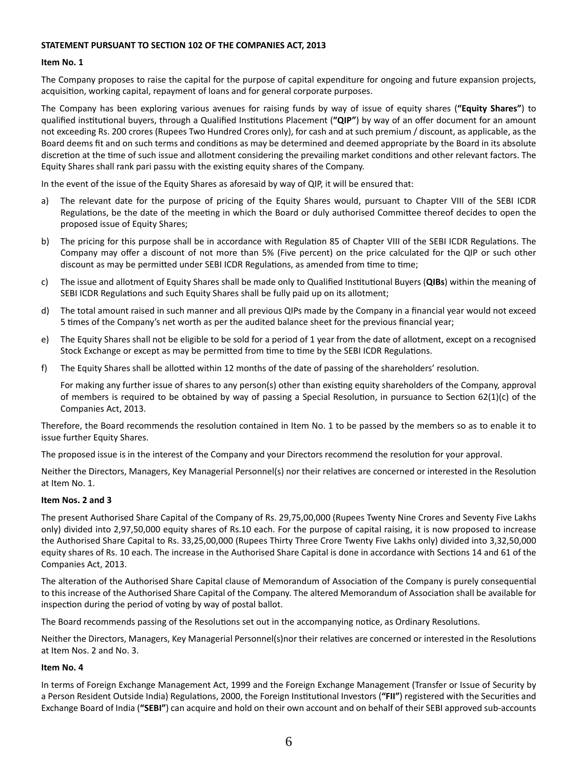**STATEMENT PURSUANT TO SECTION 102 OF THE COMPANIES ACT, 2013**

**Item No. 1**

The Company proposes to raise the capital for the purpose of capital expenditure for ongoing and future expansion projects, acquisition, working capital, repayment of loans and for general corporate purposes.

The Company has been exploring various avenues for raising funds by way of issue of equity shares (**"Equity Shares"**) to qualified institutional buyers, through a Qualified Institutions Placement (**"QIP"**) by way of an offer document for an amount not exceeding Rs. 200 crores (Rupees Two Hundred Crores only), for cash and at such premium / discount, as applicable, as the Board deems fit and on such terms and conditions as may be determined and deemed appropriate by the Board in its absolute discretion at the time of such issue and allotment considering the prevailing market conditions and other relevant factors. The Equity Shares shall rank pari passu with the existing equity shares of the Company.

In the event of the issue of the Equity Shares as aforesaid by way of QIP, it will be ensured that:

a) The relevant date for the purpose of pricing of the Equity Shares would, pursuant to Chapter VIII of the SEBI ICDR Regulations, be the date of the meeting in which the Board or duly authorised Committee thereof decides to open the proposed issue of Equity Shares;

b) The pricing for this purpose shall be in accordance with Regulation 85 of Chapter VIII of the SEBI ICDR Regulations. The Company may offer a discount of not more than 5% (Five percent) on the price calculated for the QIP or such other discount as may be permitted under SEBI ICDR Regulations, as amended from time to time;

c) The issue and allotment of Equity Shares shall be made only to Qualified Institutional Buyers (**QIBs**) within the meaning of SEBI ICDR Regulations and such Equity Shares shall be fully paid up on its allotment;

d) The total amount raised in such manner and all previous QIPs made by the Company in a financial year would not exceed 5 times of the Company's net worth as per the audited balance sheet for the previous financial year;

e) The Equity Shares shall not be eligible to be sold for a period of 1 year from the date of allotment, except on a recognised Stock Exchange or except as may be permitted from time to time by the SEBI ICDR Regulations.

f) The Equity Shares shall be allotted within 12 months of the date of passing of the shareholders' resolution.

   For making any further issue of shares to any person(s) other than existing equity shareholders of the Company, approval of members is required to be obtained by way of passing a Special Resolution, in pursuance to Section 62(1)(c) of the Companies Act, 2013.

Therefore, the Board recommends the resolution contained in Item No. 1 to be passed by the members so as to enable it to issue further Equity Shares.

The proposed issue is in the interest of the Company and your Directors recommend the resolution for your approval.

Neither the Directors, Managers, Key Managerial Personnel(s) nor their relatives are concerned or interested in the Resolution at Item No. 1.

**Item Nos. 2 and 3**

The present Authorised Share Capital of the Company of Rs. 29,75,00,000 (Rupees Twenty Nine Crores and Seventy Five Lakhs only) divided into 2,97,50,000 equity shares of Rs.10 each. For the purpose of capital raising, it is now proposed to increase the Authorised Share Capital to Rs. 33,25,00,000 (Rupees Thirty Three Crore Twenty Five Lakhs only) divided into 3,32,50,000 equity shares of Rs. 10 each. The increase in the Authorised Share Capital is done in accordance with Sections 14 and 61 of the Companies Act, 2013.

The alteration of the Authorised Share Capital clause of Memorandum of Association of the Company is purely consequential to this increase of the Authorised Share Capital of the Company. The altered Memorandum of Association shall be available for inspection during the period of voting by way of postal ballot.

The Board recommends passing of the Resolutions set out in the accompanying notice, as Ordinary Resolutions.

Neither the Directors, Managers, Key Managerial Personnel(s)nor their relatives are concerned or interested in the Resolutions at Item Nos. 2 and No. 3.

**Item No. 4**

In terms of Foreign Exchange Management Act, 1999 and the Foreign Exchange Management (Transfer or Issue of Security by a Person Resident Outside India) Regulations, 2000, the Foreign Institutional Investors (**"FII"**) registered with the Securities and Exchange Board of India (**"SEBI"**) can acquire and hold on their own account and on behalf of their SEBI approved sub-accounts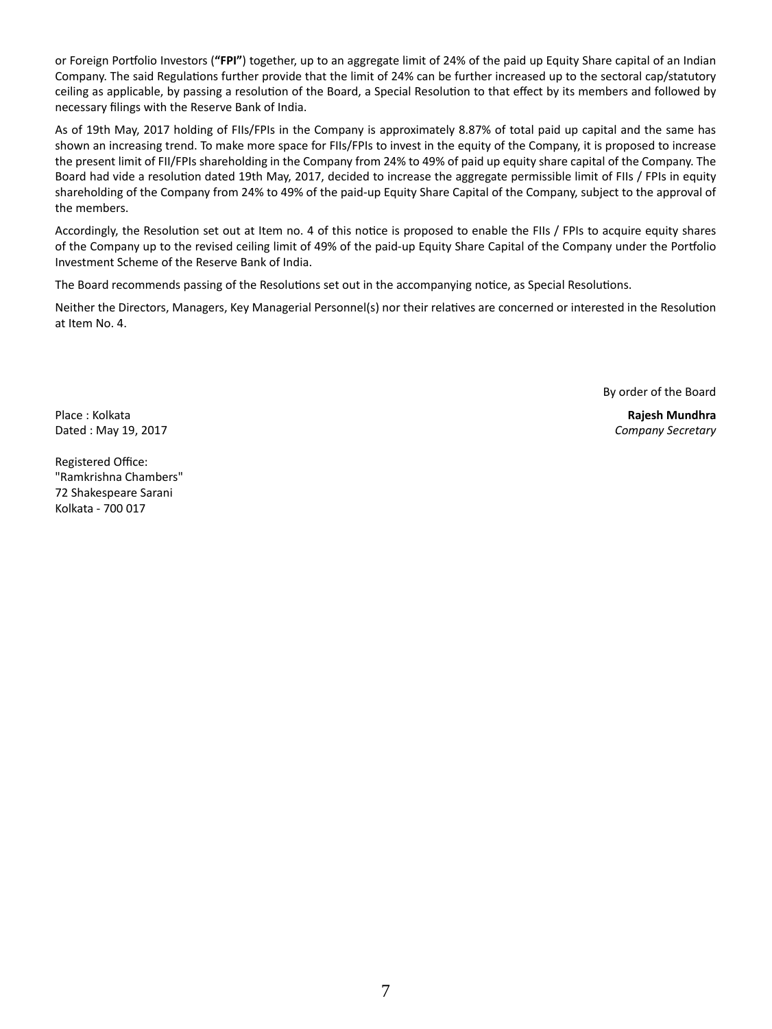or Foreign Portfolio Investors (**"FPI"**) together, up to an aggregate limit of 24% of the paid up Equity Share capital of an Indian Company. The said Regulations further provide that the limit of 24% can be further increased up to the sectoral cap/statutory ceiling as applicable, by passing a resolution of the Board, a Special Resolution to that effect by its members and followed by necessary filings with the Reserve Bank of India.

As of 19th May, 2017 holding of FIIs/FPIs in the Company is approximately 8.87% of total paid up capital and the same has shown an increasing trend. To make more space for FIIs/FPIs to invest in the equity of the Company, it is proposed to increase the present limit of FII/FPIs shareholding in the Company from 24% to 49% of paid up equity share capital of the Company. The Board had vide a resolution dated 19th May, 2017, decided to increase the aggregate permissible limit of FIIs / FPIs in equity shareholding of the Company from 24% to 49% of the paid-up Equity Share Capital of the Company, subject to the approval of the members.

Accordingly, the Resolution set out at Item no. 4 of this notice is proposed to enable the FIIs / FPIs to acquire equity shares of the Company up to the revised ceiling limit of 49% of the paid-up Equity Share Capital of the Company under the Portfolio Investment Scheme of the Reserve Bank of India.

The Board recommends passing of the Resolutions set out in the accompanying notice, as Special Resolutions.

Neither the Directors, Managers, Key Managerial Personnel(s) nor their relatives are concerned or interested in the Resolution at Item No. 4.

By order of the Board

Place : Kolkata

Dated : May 19, 2017

**Rajesh Mundhra**

*Company Secretary*

Registered Office:
"Ramkrishna Chambers"
72 Shakespeare Sarani
Kolkata - 700 017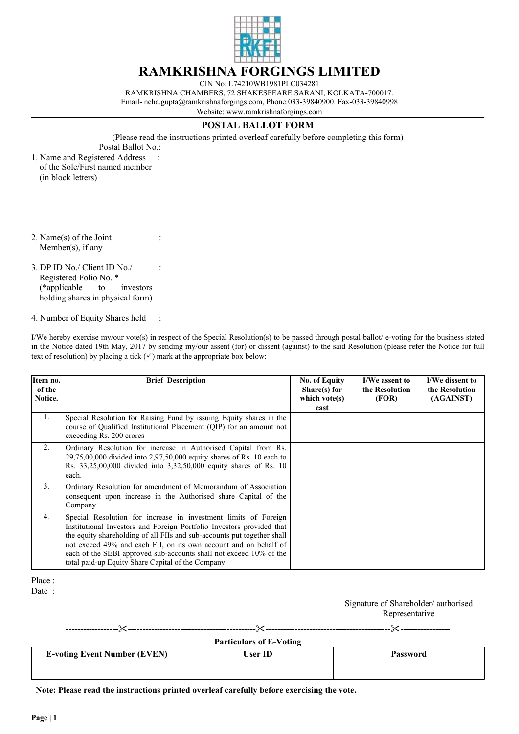# RAMKRISHNA FORGINGS LIMITED

CIN No: L74210WB1981PLC034281

RAMKRISHNA CHAMBERS, 72 SHAKESPEARE SARANI, KOLKATA-700017.

Email- neha.gupta@ramkrishnaforgings.com, Phone:033-39840900. Fax-033-39840998

Website: www.ramkrishnaforgings.com

## POSTAL BALLOT FORM

(Please read the instructions printed overleaf carefully before completing this form)

Postal Ballot No.:

1. Name and Registered Address of the Sole/First named member (in block letters) :

2. Name(s) of the Joint Member(s), if any :

3. DP ID No./ Client ID No./ Registered Folio No. * (*applicable to investors holding shares in physical form) :

4. Number of Equity Shares held :

I/We hereby exercise my/our vote(s) in respect of the Special Resolution(s) to be passed through postal ballot/ e-voting for the business stated in the Notice dated 19th May, 2017 by sending my/our assent (for) or dissent (against) to the said Resolution (please refer the Notice for full text of resolution) by placing a tick (✓) mark at the appropriate box below:

| Item no. of the Notice. | Brief Description | No. of Equity Share(s) for which vote(s) cast | I/We assent to the Resolution (FOR) | I/We dissent to the Resolution (AGAINST) |
|---|---|---|---|---|
| 1. | Special Resolution for Raising Fund by issuing Equity shares in the course of Qualified Institutional Placement (QIP) for an amount not exceeding Rs. 200 crores | | | |
| 2. | Ordinary Resolution for increase in Authorised Capital from Rs. 29,75,00,000 divided into 2,97,50,000 equity shares of Rs. 10 each to Rs. 33,25,00,000 divided into 3,32,50,000 equity shares of Rs. 10 each. | | | |
| 3. | Ordinary Resolution for amendment of Memorandum of Association consequent upon increase in the Authorised share Capital of the Company | | | |
| 4. | Special Resolution for increase in investment limits of Foreign Institutional Investors and Foreign Portfolio Investors provided that the equity shareholding of all FIIs and sub-accounts put together shall not exceed 49% and each FII, on its own account and on behalf of each of the SEBI approved sub-accounts shall not exceed 10% of the total paid-up Equity Share Capital of the Company | | | |

Place :

Date :

Signature of Shareholder/ authorised Representative

------------------✂------------------------------------------✂------------------------------------------✂-----------------

**Particulars of E-Voting**

| E-voting Event Number (EVEN) | User ID | Password |
|---|---|---|
| | | |

**Note: Please read the instructions printed overleaf carefully before exercising the vote.**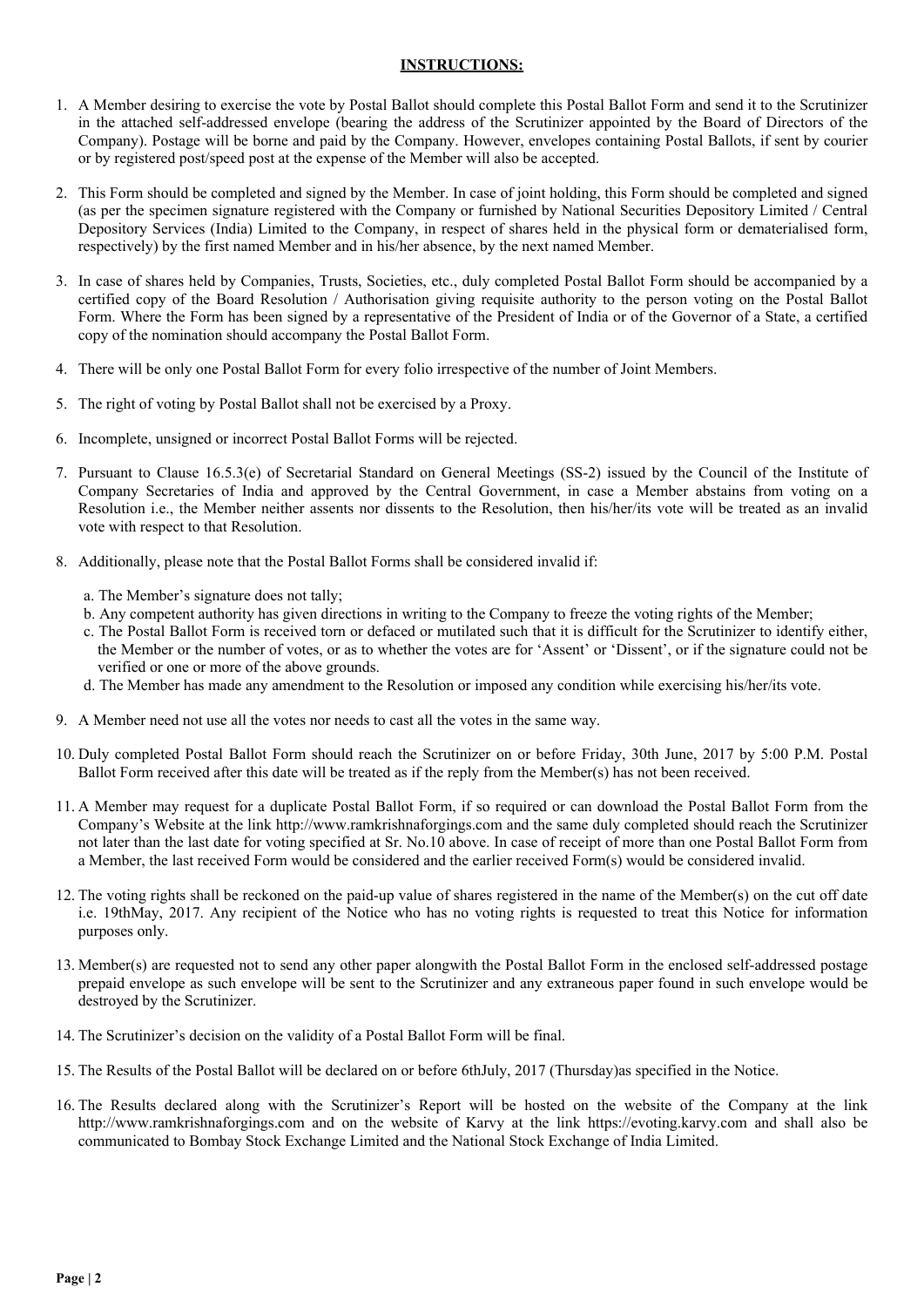**INSTRUCTIONS:**

1. A Member desiring to exercise the vote by Postal Ballot should complete this Postal Ballot Form and send it to the Scrutinizer in the attached self-addressed envelope (bearing the address of the Scrutinizer appointed by the Board of Directors of the Company). Postage will be borne and paid by the Company. However, envelopes containing Postal Ballots, if sent by courier or by registered post/speed post at the expense of the Member will also be accepted.

2. This Form should be completed and signed by the Member. In case of joint holding, this Form should be completed and signed (as per the specimen signature registered with the Company or furnished by National Securities Depository Limited / Central Depository Services (India) Limited to the Company, in respect of shares held in the physical form or dematerialised form, respectively) by the first named Member and in his/her absence, by the next named Member.

3. In case of shares held by Companies, Trusts, Societies, etc., duly completed Postal Ballot Form should be accompanied by a certified copy of the Board Resolution / Authorisation giving requisite authority to the person voting on the Postal Ballot Form. Where the Form has been signed by a representative of the President of India or of the Governor of a State, a certified copy of the nomination should accompany the Postal Ballot Form.

4. There will be only one Postal Ballot Form for every folio irrespective of the number of Joint Members.

5. The right of voting by Postal Ballot shall not be exercised by a Proxy.

6. Incomplete, unsigned or incorrect Postal Ballot Forms will be rejected.

7. Pursuant to Clause 16.5.3(e) of Secretarial Standard on General Meetings (SS-2) issued by the Council of the Institute of Company Secretaries of India and approved by the Central Government, in case a Member abstains from voting on a Resolution i.e., the Member neither assents nor dissents to the Resolution, then his/her/its vote will be treated as an invalid vote with respect to that Resolution.

8. Additionally, please note that the Postal Ballot Forms shall be considered invalid if:

   a. The Member's signature does not tally;
   b. Any competent authority has given directions in writing to the Company to freeze the voting rights of the Member;
   c. The Postal Ballot Form is received torn or defaced or mutilated such that it is difficult for the Scrutinizer to identify either, the Member or the number of votes, or as to whether the votes are for 'Assent' or 'Dissent', or if the signature could not be verified or one or more of the above grounds.
   d. The Member has made any amendment to the Resolution or imposed any condition while exercising his/her/its vote.

9. A Member need not use all the votes nor needs to cast all the votes in the same way.

10. Duly completed Postal Ballot Form should reach the Scrutinizer on or before Friday, 30th June, 2017 by 5:00 P.M. Postal Ballot Form received after this date will be treated as if the reply from the Member(s) has not been received.

11. A Member may request for a duplicate Postal Ballot Form, if so required or can download the Postal Ballot Form from the Company's Website at the link http://www.ramkrishnaforgings.com and the same duly completed should reach the Scrutinizer not later than the last date for voting specified at Sr. No.10 above. In case of receipt of more than one Postal Ballot Form from a Member, the last received Form would be considered and the earlier received Form(s) would be considered invalid.

12. The voting rights shall be reckoned on the paid-up value of shares registered in the name of the Member(s) on the cut off date i.e. 19thMay, 2017. Any recipient of the Notice who has no voting rights is requested to treat this Notice for information purposes only.

13. Member(s) are requested not to send any other paper alongwith the Postal Ballot Form in the enclosed self-addressed postage prepaid envelope as such envelope will be sent to the Scrutinizer and any extraneous paper found in such envelope would be destroyed by the Scrutinizer.

14. The Scrutinizer's decision on the validity of a Postal Ballot Form will be final.

15. The Results of the Postal Ballot will be declared on or before 6thJuly, 2017 (Thursday)as specified in the Notice.

16. The Results declared along with the Scrutinizer's Report will be hosted on the website of the Company at the link http://www.ramkrishnaforgings.com and on the website of Karvy at the link https://evoting.karvy.com and shall also be communicated to Bombay Stock Exchange Limited and the National Stock Exchange of India Limited.